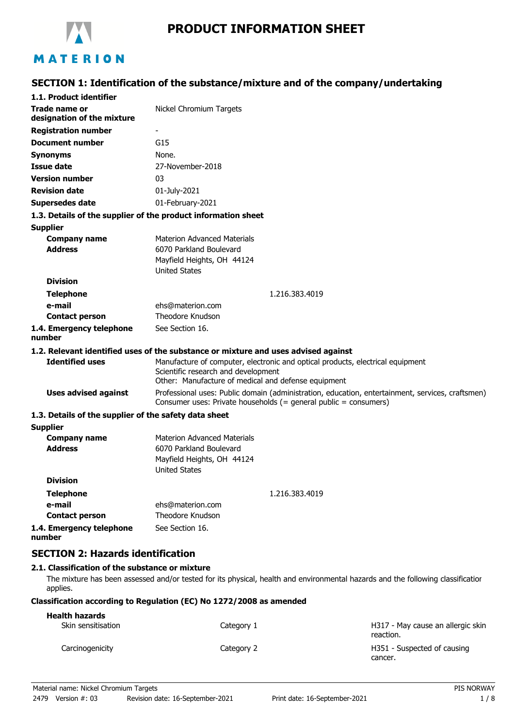# PRODUCT INFORMATION SHEET

## SECTION 1: Identification of the substance/mixture and of the company/undertaking

### 1.1. Product identifier

| | |
|---|---|
| **Trade name or designation of the mixture** | Nickel Chromium Targets |
| **Registration number** | - |
| **Document number** | G15 |
| **Synonyms** | None. |
| **Issue date** | 27-November-2018 |
| **Version number** | 03 |
| **Revision date** | 01-July-2021 |
| **Supersedes date** | 01-February-2021 |

### 1.3. Details of the supplier of the product information sheet

**Supplier**

| | |
|---|---|
| **Company name** | Materion Advanced Materials |
| **Address** | 6070 Parkland Boulevard<br>Mayfield Heights, OH 44124<br>United States |
| **Division** | |
| **Telephone** | 1.216.383.4019 |
| **e-mail** | ehs@materion.com |
| **Contact person** | Theodore Knudson |
| **1.4. Emergency telephone number** | See Section 16. |

### 1.2. Relevant identified uses of the substance or mixture and uses advised against

| | |
|---|---|
| **Identified uses** | Manufacture of computer, electronic and optical products, electrical equipment<br>Scientific research and development<br>Other: Manufacture of medical and defense equipment |
| **Uses advised against** | Professional uses: Public domain (administration, education, entertainment, services, craftsmen)<br>Consumer uses: Private households (= general public = consumers) |

### 1.3. Details of the supplier of the safety data sheet

**Supplier**

| | |
|---|---|
| **Company name** | Materion Advanced Materials |
| **Address** | 6070 Parkland Boulevard<br>Mayfield Heights, OH 44124<br>United States |
| **Division** | |
| **Telephone** | 1.216.383.4019 |
| **e-mail** | ehs@materion.com |
| **Contact person** | Theodore Knudson |
| **1.4. Emergency telephone number** | See Section 16. |

## SECTION 2: Hazards identification

### 2.1. Classification of the substance or mixture

The mixture has been assessed and/or tested for its physical, health and environmental hazards and the following classification applies.

**Classification according to Regulation (EC) No 1272/2008 as amended**

**Health hazards**

| | | |
|---|---|---|
| Skin sensitisation | Category 1 | H317 - May cause an allergic skin reaction. |
| Carcinogenicity | Category 2 | H351 - Suspected of causing cancer. |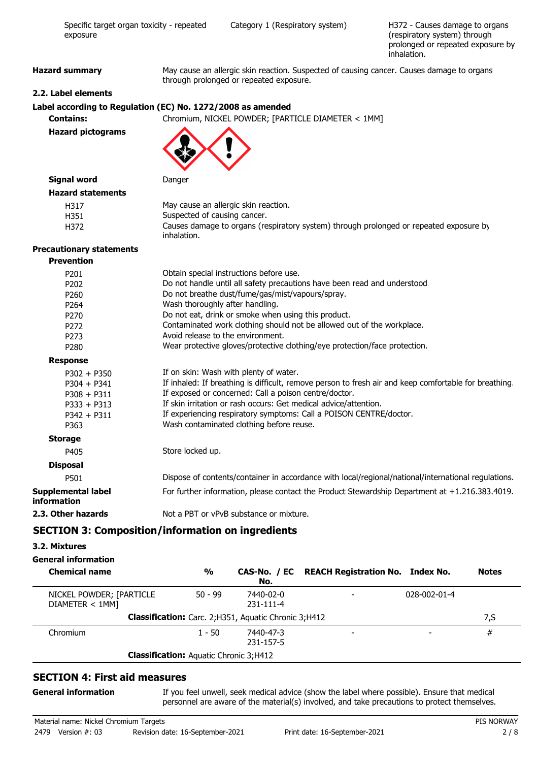| Specific target organ toxicity - repeated exposure | Category 1 (Respiratory system) | H372 - Causes damage to organs (respiratory system) through prolonged or repeated exposure by inhalation. |
|---|---|---|

**Hazard summary** May cause an allergic skin reaction. Suspected of causing cancer. Causes damage to organs through prolonged or repeated exposure.

### 2.2. Label elements

**Label according to Regulation (EC) No. 1272/2008 as amended**

**Contains:** Chromium, NICKEL POWDER; [PARTICLE DIAMETER < 1MM]

**Hazard pictograms**

**Signal word** Danger

**Hazard statements**

| | |
|---|---|
| H317 | May cause an allergic skin reaction. |
| H351 | Suspected of causing cancer. |
| H372 | Causes damage to organs (respiratory system) through prolonged or repeated exposure by inhalation. |

**Precautionary statements**

**Prevention**

| | |
|---|---|
| P201 | Obtain special instructions before use. |
| P202 | Do not handle until all safety precautions have been read and understood. |
| P260 | Do not breathe dust/fume/gas/mist/vapours/spray. |
| P264 | Wash thoroughly after handling. |
| P270 | Do not eat, drink or smoke when using this product. |
| P272 | Contaminated work clothing should not be allowed out of the workplace. |
| P273 | Avoid release to the environment. |
| P280 | Wear protective gloves/protective clothing/eye protection/face protection. |

**Response**

| | |
|---|---|
| P302 + P350 | If on skin: Wash with plenty of water. |
| P304 + P341 | If inhaled: If breathing is difficult, remove person to fresh air and keep comfortable for breathing. |
| P308 + P311 | If exposed or concerned: Call a poison centre/doctor. |
| P333 + P313 | If skin irritation or rash occurs: Get medical advice/attention. |
| P342 + P311 | If experiencing respiratory symptoms: Call a POISON CENTRE/doctor. |
| P363 | Wash contaminated clothing before reuse. |

**Storage**

| | |
|---|---|
| P405 | Store locked up. |

**Disposal**

| | |
|---|---|
| P501 | Dispose of contents/container in accordance with local/regional/national/international regulations. |

**Supplemental label information** For further information, please contact the Product Stewardship Department at +1.216.383.4019.

**2.3. Other hazards** Not a PBT or vPvB substance or mixture.

## SECTION 3: Composition/information on ingredients

### 3.2. Mixtures

**General information**

| Chemical name | % | CAS-No. / EC No. | REACH Registration No. | Index No. | Notes |
|---|---|---|---|---|---|
| NICKEL POWDER; [PARTICLE DIAMETER < 1MM] | 50 - 99 | 7440-02-0 231-111-4 | - | 028-002-01-4 | |
| | **Classification:** Carc. 2;H351, Aquatic Chronic 3;H412 | | | | 7,S |
| Chromium | 1 - 50 | 7440-47-3 231-157-5 | - | - | # |
| | **Classification:** Aquatic Chronic 3;H412 | | | | |

## SECTION 4: First aid measures

**General information** If you feel unwell, seek medical advice (show the label where possible). Ensure that medical personnel are aware of the material(s) involved, and take precautions to protect themselves.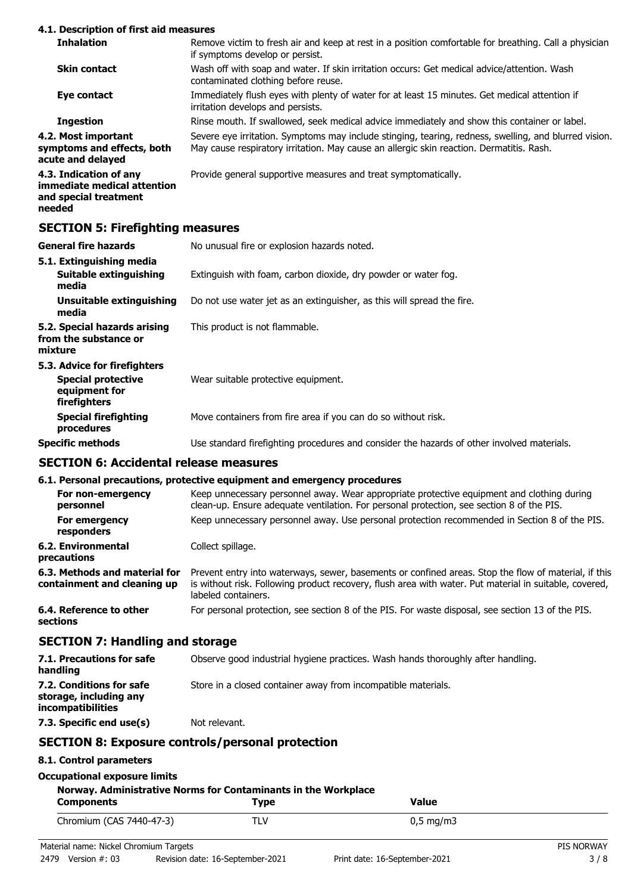### 4.1. Description of first aid measures

| | |
|---|---|
| **Inhalation** | Remove victim to fresh air and keep at rest in a position comfortable for breathing. Call a physician if symptoms develop or persist. |
| **Skin contact** | Wash off with soap and water. If skin irritation occurs: Get medical advice/attention. Wash contaminated clothing before reuse. |
| **Eye contact** | Immediately flush eyes with plenty of water for at least 15 minutes. Get medical attention if irritation develops and persists. |
| **Ingestion** | Rinse mouth. If swallowed, seek medical advice immediately and show this container or label. |
| **4.2. Most important symptoms and effects, both acute and delayed** | Severe eye irritation. Symptoms may include stinging, tearing, redness, swelling, and blurred vision. May cause respiratory irritation. May cause an allergic skin reaction. Dermatitis. Rash. |
| **4.3. Indication of any immediate medical attention and special treatment needed** | Provide general supportive measures and treat symptomatically. |

## SECTION 5: Firefighting measures

| | |
|---|---|
| **General fire hazards** | No unusual fire or explosion hazards noted. |
| **5.1. Extinguishing media** | |
| **Suitable extinguishing media** | Extinguish with foam, carbon dioxide, dry powder or water fog. |
| **Unsuitable extinguishing media** | Do not use water jet as an extinguisher, as this will spread the fire. |
| **5.2. Special hazards arising from the substance or mixture** | This product is not flammable. |
| **5.3. Advice for firefighters** | |
| **Special protective equipment for firefighters** | Wear suitable protective equipment. |
| **Special firefighting procedures** | Move containers from fire area if you can do so without risk. |
| **Specific methods** | Use standard firefighting procedures and consider the hazards of other involved materials. |

## SECTION 6: Accidental release measures

### 6.1. Personal precautions, protective equipment and emergency procedures

| | |
|---|---|
| **For non-emergency personnel** | Keep unnecessary personnel away. Wear appropriate protective equipment and clothing during clean-up. Ensure adequate ventilation. For personal protection, see section 8 of the PIS. |
| **For emergency responders** | Keep unnecessary personnel away. Use personal protection recommended in Section 8 of the PIS. |
| **6.2. Environmental precautions** | Collect spillage. |
| **6.3. Methods and material for containment and cleaning up** | Prevent entry into waterways, sewer, basements or confined areas. Stop the flow of material, if this is without risk. Following product recovery, flush area with water. Put material in suitable, covered, labeled containers. |
| **6.4. Reference to other sections** | For personal protection, see section 8 of the PIS. For waste disposal, see section 13 of the PIS. |

## SECTION 7: Handling and storage

| | |
|---|---|
| **7.1. Precautions for safe handling** | Observe good industrial hygiene practices. Wash hands thoroughly after handling. |
| **7.2. Conditions for safe storage, including any incompatibilities** | Store in a closed container away from incompatible materials. |
| **7.3. Specific end use(s)** | Not relevant. |

## SECTION 8: Exposure controls/personal protection

### 8.1. Control parameters

**Occupational exposure limits**

**Norway. Administrative Norms for Contaminants in the Workplace**

| Components | Type | Value |
|---|---|---|
| Chromium (CAS 7440-47-3) | TLV | 0,5 mg/m3 |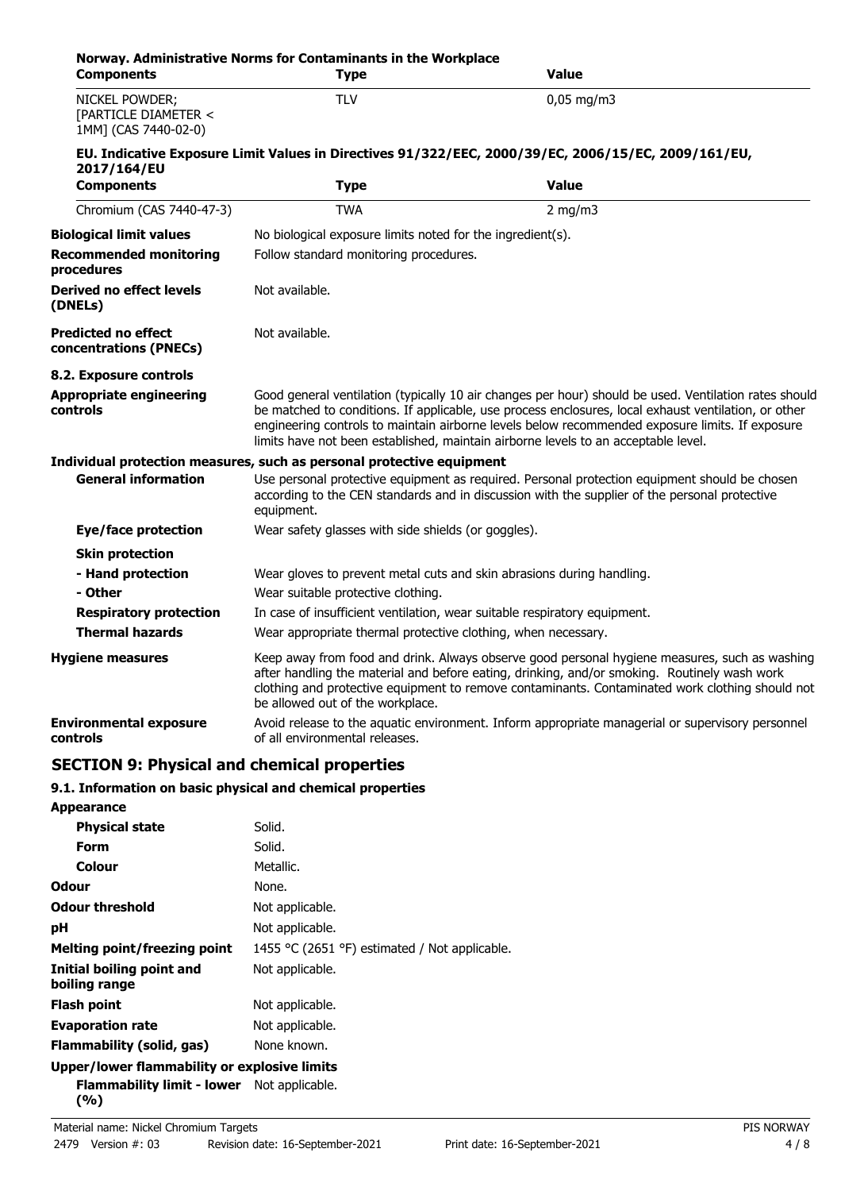**Norway. Administrative Norms for Contaminants in the Workplace**

| Components | Type | Value |
| --- | --- | --- |
| NICKEL POWDER; [PARTICLE DIAMETER < 1MM] (CAS 7440-02-0) | TLV | 0,05 mg/m3 |

**EU. Indicative Exposure Limit Values in Directives 91/322/EEC, 2000/39/EC, 2006/15/EC, 2009/161/EU, 2017/164/EU**

| Components | Type | Value |
| --- | --- | --- |
| Chromium (CAS 7440-47-3) | TWA | 2 mg/m3 |

**Biological limit values**
No biological exposure limits noted for the ingredient(s).

**Recommended monitoring procedures**
Follow standard monitoring procedures.

**Derived no effect levels (DNELs)**
Not available.

**Predicted no effect concentrations (PNECs)**
Not available.

**8.2. Exposure controls**

**Appropriate engineering controls**
Good general ventilation (typically 10 air changes per hour) should be used. Ventilation rates should be matched to conditions. If applicable, use process enclosures, local exhaust ventilation, or other engineering controls to maintain airborne levels below recommended exposure limits. If exposure limits have not been established, maintain airborne levels to an acceptable level.

**Individual protection measures, such as personal protective equipment**

**General information**
Use personal protective equipment as required. Personal protection equipment should be chosen according to the CEN standards and in discussion with the supplier of the personal protective equipment.

**Eye/face protection**
Wear safety glasses with side shields (or goggles).

**Skin protection**

**- Hand protection**
Wear gloves to prevent metal cuts and skin abrasions during handling.

**- Other**
Wear suitable protective clothing.

**Respiratory protection**
In case of insufficient ventilation, wear suitable respiratory equipment.

**Thermal hazards**
Wear appropriate thermal protective clothing, when necessary.

**Hygiene measures**
Keep away from food and drink. Always observe good personal hygiene measures, such as washing after handling the material and before eating, drinking, and/or smoking. Routinely wash work clothing and protective equipment to remove contaminants. Contaminated work clothing should not be allowed out of the workplace.

**Environmental exposure controls**
Avoid release to the aquatic environment. Inform appropriate managerial or supervisory personnel of all environmental releases.

## SECTION 9: Physical and chemical properties

### 9.1. Information on basic physical and chemical properties

**Appearance**

**Physical state** Solid.

**Form** Solid.

**Colour** Metallic.

**Odour** None.

**Odour threshold** Not applicable.

**pH** Not applicable.

**Melting point/freezing point** 1455 °C (2651 °F) estimated / Not applicable.

**Initial boiling point and boiling range** Not applicable.

**Flash point** Not applicable.

**Evaporation rate** Not applicable.

**Flammability (solid, gas)** None known.

**Upper/lower flammability or explosive limits**

**Flammability limit - lower (%)** Not applicable.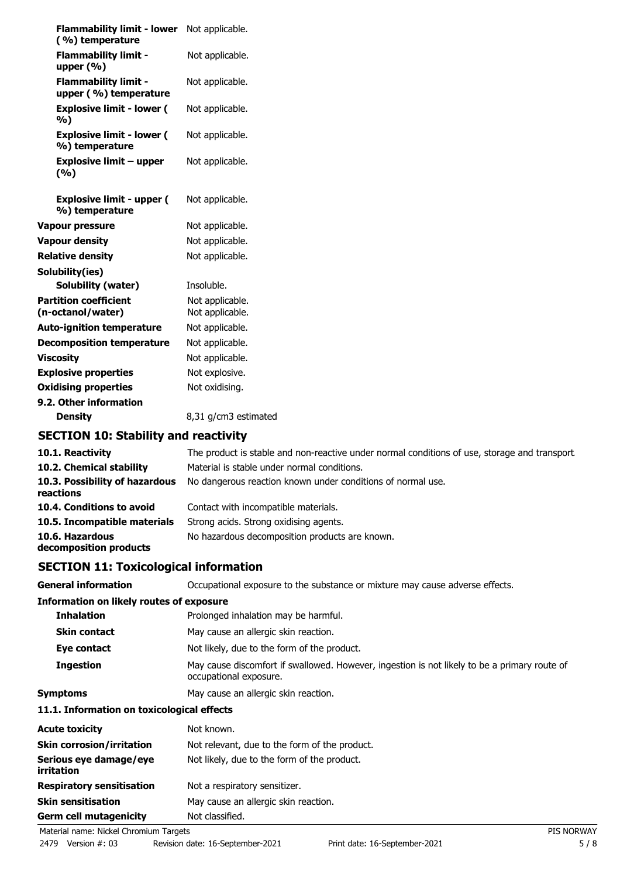| | |
|---|---|
| **Flammability limit - lower (%) temperature** | Not applicable. |
| **Flammability limit - upper (%)** | Not applicable. |
| **Flammability limit - upper (%) temperature** | Not applicable. |
| **Explosive limit - lower (%)** | Not applicable. |
| **Explosive limit - lower (%) temperature** | Not applicable. |
| **Explosive limit – upper (%)** | Not applicable. |
| **Explosive limit - upper (%) temperature** | Not applicable. |
| **Vapour pressure** | Not applicable. |
| **Vapour density** | Not applicable. |
| **Relative density** | Not applicable. |
| **Solubility(ies)** | |
| **Solubility (water)** | Insoluble. |
| **Partition coefficient (n-octanol/water)** | Not applicable.<br>Not applicable. |
| **Auto-ignition temperature** | Not applicable. |
| **Decomposition temperature** | Not applicable. |
| **Viscosity** | Not applicable. |
| **Explosive properties** | Not explosive. |
| **Oxidising properties** | Not oxidising. |
| **9.2. Other information** | |
| **Density** | 8,31 g/cm3 estimated |

## SECTION 10: Stability and reactivity

| | |
|---|---|
| **10.1. Reactivity** | The product is stable and non-reactive under normal conditions of use, storage and transport. |
| **10.2. Chemical stability** | Material is stable under normal conditions. |
| **10.3. Possibility of hazardous reactions** | No dangerous reaction known under conditions of normal use. |
| **10.4. Conditions to avoid** | Contact with incompatible materials. |
| **10.5. Incompatible materials** | Strong acids. Strong oxidising agents. |
| **10.6. Hazardous decomposition products** | No hazardous decomposition products are known. |

## SECTION 11: Toxicological information

| | |
|---|---|
| **General information** | Occupational exposure to the substance or mixture may cause adverse effects. |
| **Information on likely routes of exposure** | |
| **Inhalation** | Prolonged inhalation may be harmful. |
| **Skin contact** | May cause an allergic skin reaction. |
| **Eye contact** | Not likely, due to the form of the product. |
| **Ingestion** | May cause discomfort if swallowed. However, ingestion is not likely to be a primary route of occupational exposure. |
| **Symptoms** | May cause an allergic skin reaction. |
| **11.1. Information on toxicological effects** | |
| **Acute toxicity** | Not known. |
| **Skin corrosion/irritation** | Not relevant, due to the form of the product. |
| **Serious eye damage/eye irritation** | Not likely, due to the form of the product. |
| **Respiratory sensitisation** | Not a respiratory sensitizer. |
| **Skin sensitisation** | May cause an allergic skin reaction. |
| **Germ cell mutagenicity** | Not classified. |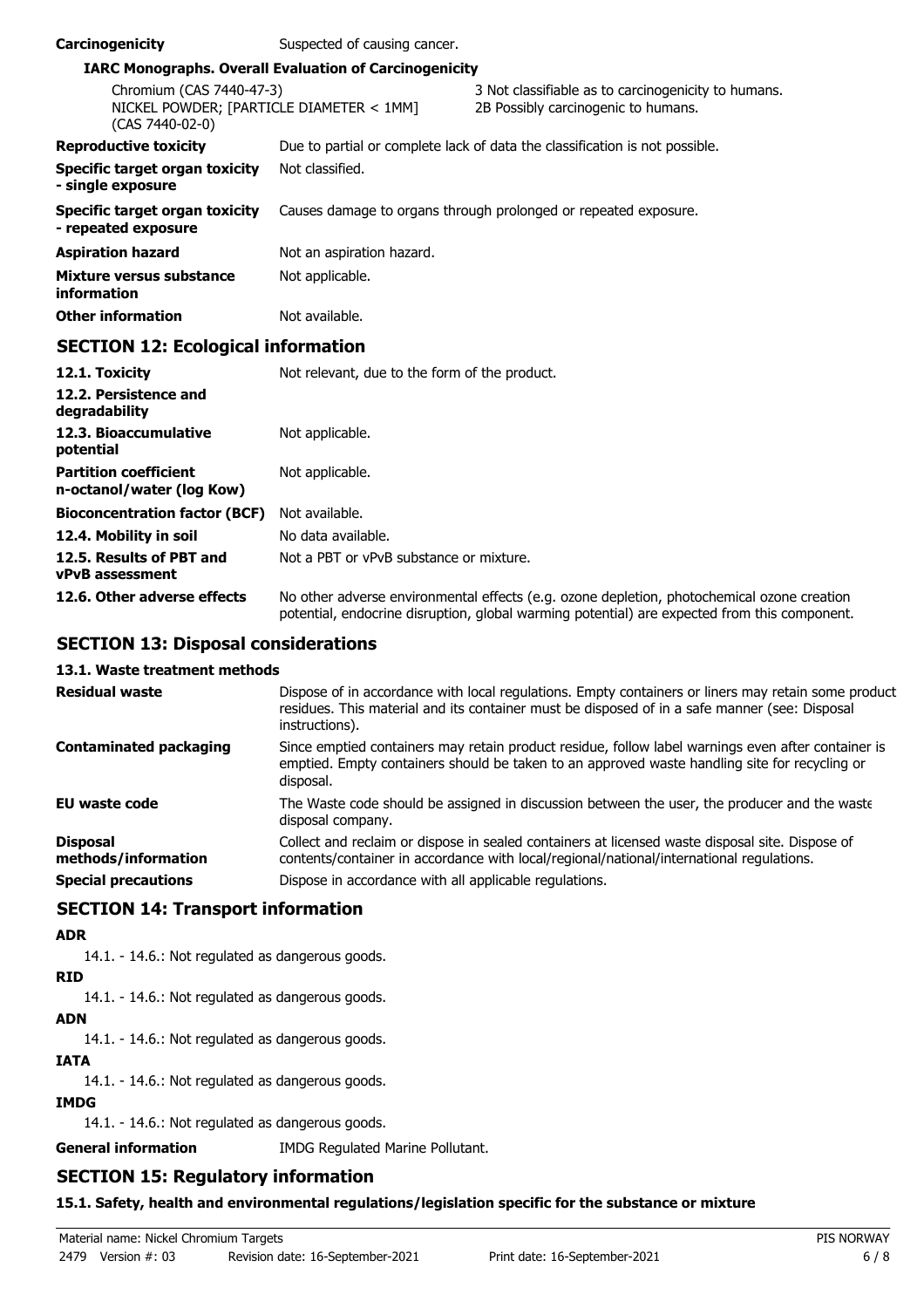| | |
|---|---|
| **Carcinogenicity** | Suspected of causing cancer. |

**IARC Monographs. Overall Evaluation of Carcinogenicity**

| | |
|---|---|
| Chromium (CAS 7440-47-3) | 3 Not classifiable as to carcinogenicity to humans. |
| NICKEL POWDER; [PARTICLE DIAMETER < 1MM] (CAS 7440-02-0) | 2B Possibly carcinogenic to humans. |

| | |
|---|---|
| **Reproductive toxicity** | Due to partial or complete lack of data the classification is not possible. |
| **Specific target organ toxicity - single exposure** | Not classified. |
| **Specific target organ toxicity - repeated exposure** | Causes damage to organs through prolonged or repeated exposure. |
| **Aspiration hazard** | Not an aspiration hazard. |
| **Mixture versus substance information** | Not applicable. |
| **Other information** | Not available. |

## SECTION 12: Ecological information

| | |
|---|---|
| **12.1. Toxicity** | Not relevant, due to the form of the product. |
| **12.2. Persistence and degradability** | |
| **12.3. Bioaccumulative potential** | Not applicable. |
| **Partition coefficient n-octanol/water (log Kow)** | Not applicable. |
| **Bioconcentration factor (BCF)** | Not available. |
| **12.4. Mobility in soil** | No data available. |
| **12.5. Results of PBT and vPvB assessment** | Not a PBT or vPvB substance or mixture. |
| **12.6. Other adverse effects** | No other adverse environmental effects (e.g. ozone depletion, photochemical ozone creation potential, endocrine disruption, global warming potential) are expected from this component. |

## SECTION 13: Disposal considerations

**13.1. Waste treatment methods**

| | |
|---|---|
| **Residual waste** | Dispose of in accordance with local regulations. Empty containers or liners may retain some product residues. This material and its container must be disposed of in a safe manner (see: Disposal instructions). |
| **Contaminated packaging** | Since emptied containers may retain product residue, follow label warnings even after container is emptied. Empty containers should be taken to an approved waste handling site for recycling or disposal. |
| **EU waste code** | The Waste code should be assigned in discussion between the user, the producer and the waste disposal company. |
| **Disposal methods/information** | Collect and reclaim or dispose in sealed containers at licensed waste disposal site. Dispose of contents/container in accordance with local/regional/national/international regulations. |
| **Special precautions** | Dispose in accordance with all applicable regulations. |

## SECTION 14: Transport information

**ADR**

14.1. - 14.6.: Not regulated as dangerous goods.

**RID**

14.1. - 14.6.: Not regulated as dangerous goods.

**ADN**

14.1. - 14.6.: Not regulated as dangerous goods.

**IATA**

14.1. - 14.6.: Not regulated as dangerous goods.

**IMDG**

14.1. - 14.6.: Not regulated as dangerous goods.

| | |
|---|---|
| **General information** | IMDG Regulated Marine Pollutant. |

## SECTION 15: Regulatory information

**15.1. Safety, health and environmental regulations/legislation specific for the substance or mixture**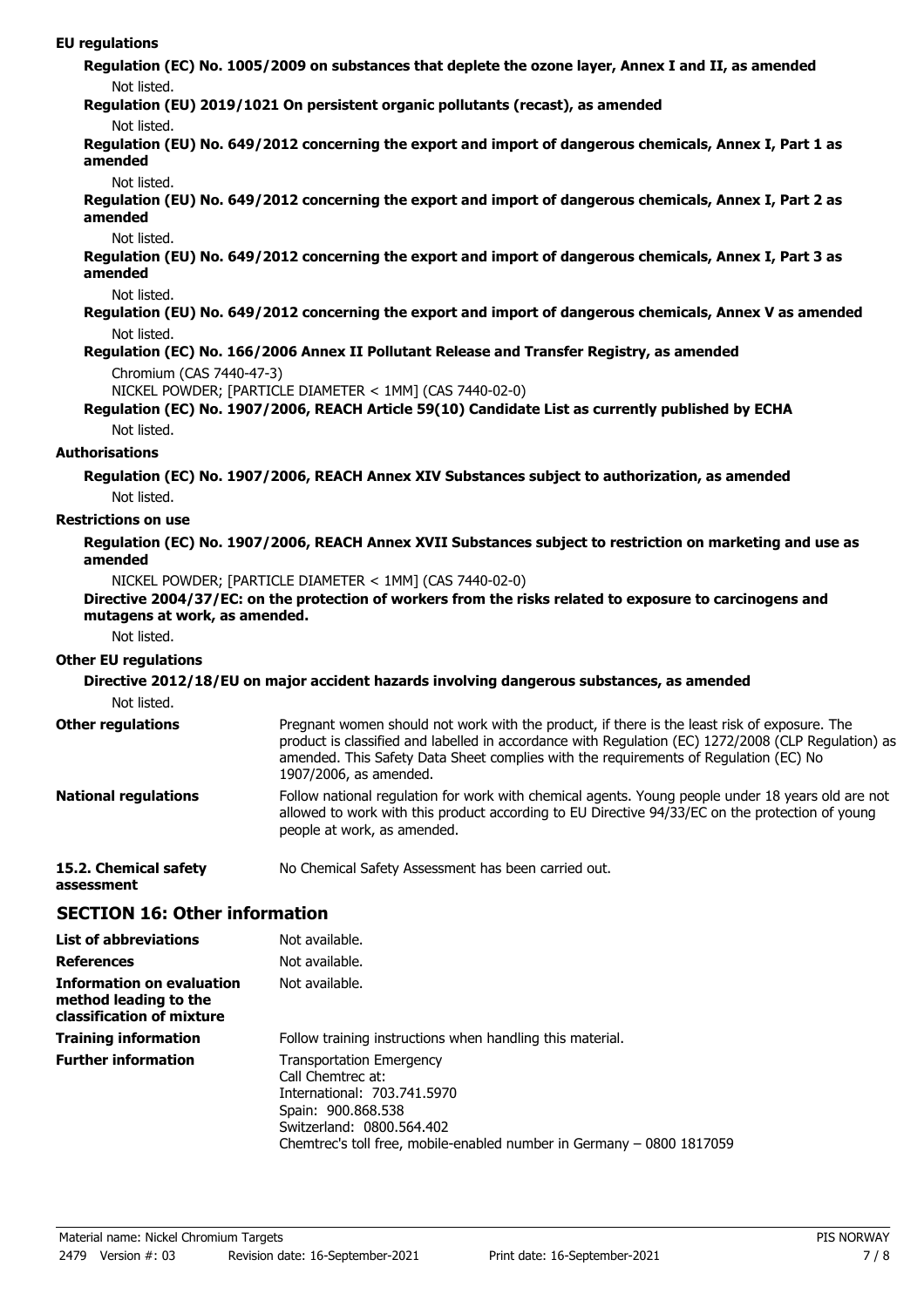**EU regulations**

**Regulation (EC) No. 1005/2009 on substances that deplete the ozone layer, Annex I and II, as amended**

Not listed.

**Regulation (EU) 2019/1021 On persistent organic pollutants (recast), as amended**

Not listed.

**Regulation (EU) No. 649/2012 concerning the export and import of dangerous chemicals, Annex I, Part 1 as amended**

Not listed.

**Regulation (EU) No. 649/2012 concerning the export and import of dangerous chemicals, Annex I, Part 2 as amended**

Not listed.

**Regulation (EU) No. 649/2012 concerning the export and import of dangerous chemicals, Annex I, Part 3 as amended**

Not listed.

**Regulation (EU) No. 649/2012 concerning the export and import of dangerous chemicals, Annex V as amended**

Not listed.

**Regulation (EC) No. 166/2006 Annex II Pollutant Release and Transfer Registry, as amended**

Chromium (CAS 7440-47-3)
NICKEL POWDER; [PARTICLE DIAMETER < 1MM] (CAS 7440-02-0)

**Regulation (EC) No. 1907/2006, REACH Article 59(10) Candidate List as currently published by ECHA**

Not listed.

**Authorisations**

**Regulation (EC) No. 1907/2006, REACH Annex XIV Substances subject to authorization, as amended**

Not listed.

**Restrictions on use**

**Regulation (EC) No. 1907/2006, REACH Annex XVII Substances subject to restriction on marketing and use as amended**

NICKEL POWDER; [PARTICLE DIAMETER < 1MM] (CAS 7440-02-0)

**Directive 2004/37/EC: on the protection of workers from the risks related to exposure to carcinogens and mutagens at work, as amended.**

Not listed.

**Other EU regulations**

**Directive 2012/18/EU on major accident hazards involving dangerous substances, as amended**

Not listed.

**Other regulations**: Pregnant women should not work with the product, if there is the least risk of exposure. The product is classified and labelled in accordance with Regulation (EC) 1272/2008 (CLP Regulation) as amended. This Safety Data Sheet complies with the requirements of Regulation (EC) No 1907/2006, as amended.

**National regulations**: Follow national regulation for work with chemical agents. Young people under 18 years old are not allowed to work with this product according to EU Directive 94/33/EC on the protection of young people at work, as amended.

**15.2. Chemical safety assessment**: No Chemical Safety Assessment has been carried out.

## SECTION 16: Other information

**List of abbreviations**: Not available.

**References**: Not available.

**Information on evaluation method leading to the classification of mixture**: Not available.

**Training information**: Follow training instructions when handling this material.

**Further information**: Transportation Emergency
Call Chemtrec at:
International: 703.741.5970
Spain: 900.868.538
Switzerland: 0800.564.402
Chemtrec's toll free, mobile-enabled number in Germany – 0800 1817059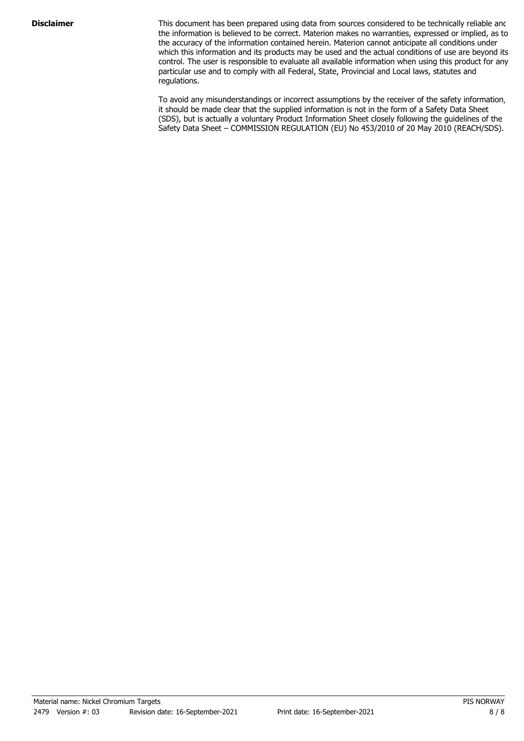**Disclaimer**

This document has been prepared using data from sources considered to be technically reliable and the information is believed to be correct. Materion makes no warranties, expressed or implied, as to the accuracy of the information contained herein. Materion cannot anticipate all conditions under which this information and its products may be used and the actual conditions of use are beyond its control. The user is responsible to evaluate all available information when using this product for any particular use and to comply with all Federal, State, Provincial and Local laws, statutes and regulations.

To avoid any misunderstandings or incorrect assumptions by the receiver of the safety information, it should be made clear that the supplied information is not in the form of a Safety Data Sheet (SDS), but is actually a voluntary Product Information Sheet closely following the guidelines of the Safety Data Sheet – COMMISSION REGULATION (EU) No 453/2010 of 20 May 2010 (REACH/SDS).